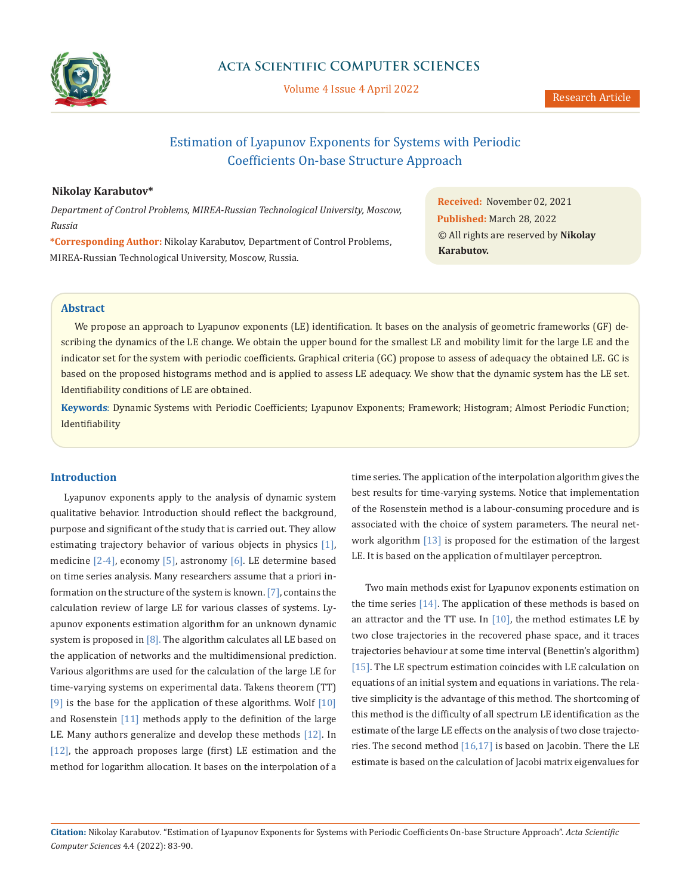Research Article

# Estimation of Lyapunov Exponents for Systems with Periodic Coefficients On-base Structure Approach

**Nikolay Karabutov***

*Department of Control Problems, MIREA-Russian Technological University, Moscow, Russia*

***Corresponding Author:** Nikolay Karabutov, Department of Control Problems, MIREA-Russian Technological University, Moscow, Russia.

**Received:** November 02, 2021
**Published:** March 28, 2022
© All rights are reserved by **Nikolay Karabutov.**

## Abstract

We propose an approach to Lyapunov exponents (LE) identification. It bases on the analysis of geometric frameworks (GF) describing the dynamics of the LE change. We obtain the upper bound for the smallest LE and mobility limit for the large LE and the indicator set for the system with periodic coefficients. Graphical criteria (GC) propose to assess of adequacy the obtained LE. GC is based on the proposed histograms method and is applied to assess LE adequacy. We show that the dynamic system has the LE set. Identifiability conditions of LE are obtained.

**Keywords**: Dynamic Systems with Periodic Coefficients; Lyapunov Exponents; Framework; Histogram; Almost Periodic Function; Identifiability

## Introduction

Lyapunov exponents apply to the analysis of dynamic system qualitative behavior. Introduction should reflect the background, purpose and significant of the study that is carried out. They allow estimating trajectory behavior of various objects in physics [1], medicine [2-4], economy [5], astronomy [6]. LE determine based on time series analysis. Many researchers assume that a priori information on the structure of the system is known. [7], contains the calculation review of large LE for various classes of systems. Lyapunov exponents estimation algorithm for an unknown dynamic system is proposed in [8]. The algorithm calculates all LE based on the application of networks and the multidimensional prediction. Various algorithms are used for the calculation of the large LE for time-varying systems on experimental data. Takens theorem (TT) [9] is the base for the application of these algorithms. Wolf [10] and Rosenstein [11] methods apply to the definition of the large LE. Many authors generalize and develop these methods [12]. In [12], the approach proposes large (first) LE estimation and the method for logarithm allocation. It bases on the interpolation of a time series. The application of the interpolation algorithm gives the best results for time-varying systems. Notice that implementation of the Rosenstein method is a labour-consuming procedure and is associated with the choice of system parameters. The neural network algorithm [13] is proposed for the estimation of the largest LE. It is based on the application of multilayer perceptron.

Two main methods exist for Lyapunov exponents estimation on the time series [14]. The application of these methods is based on an attractor and the TT use. In [10], the method estimates LE by two close trajectories in the recovered phase space, and it traces trajectories behaviour at some time interval (Benettin's algorithm) [15]. The LE spectrum estimation coincides with LE calculation on equations of an initial system and equations in variations. The relative simplicity is the advantage of this method. The shortcoming of this method is the difficulty of all spectrum LE identification as the estimate of the large LE effects on the analysis of two close trajectories. The second method [16,17] is based on Jacobin. There the LE estimate is based on the calculation of Jacobi matrix eigenvalues for

**Citation:** Nikolay Karabutov. "Estimation of Lyapunov Exponents for Systems with Periodic Coefficients On-base Structure Approach". *Acta Scientific Computer Sciences* 4.4 (2022): 83-90.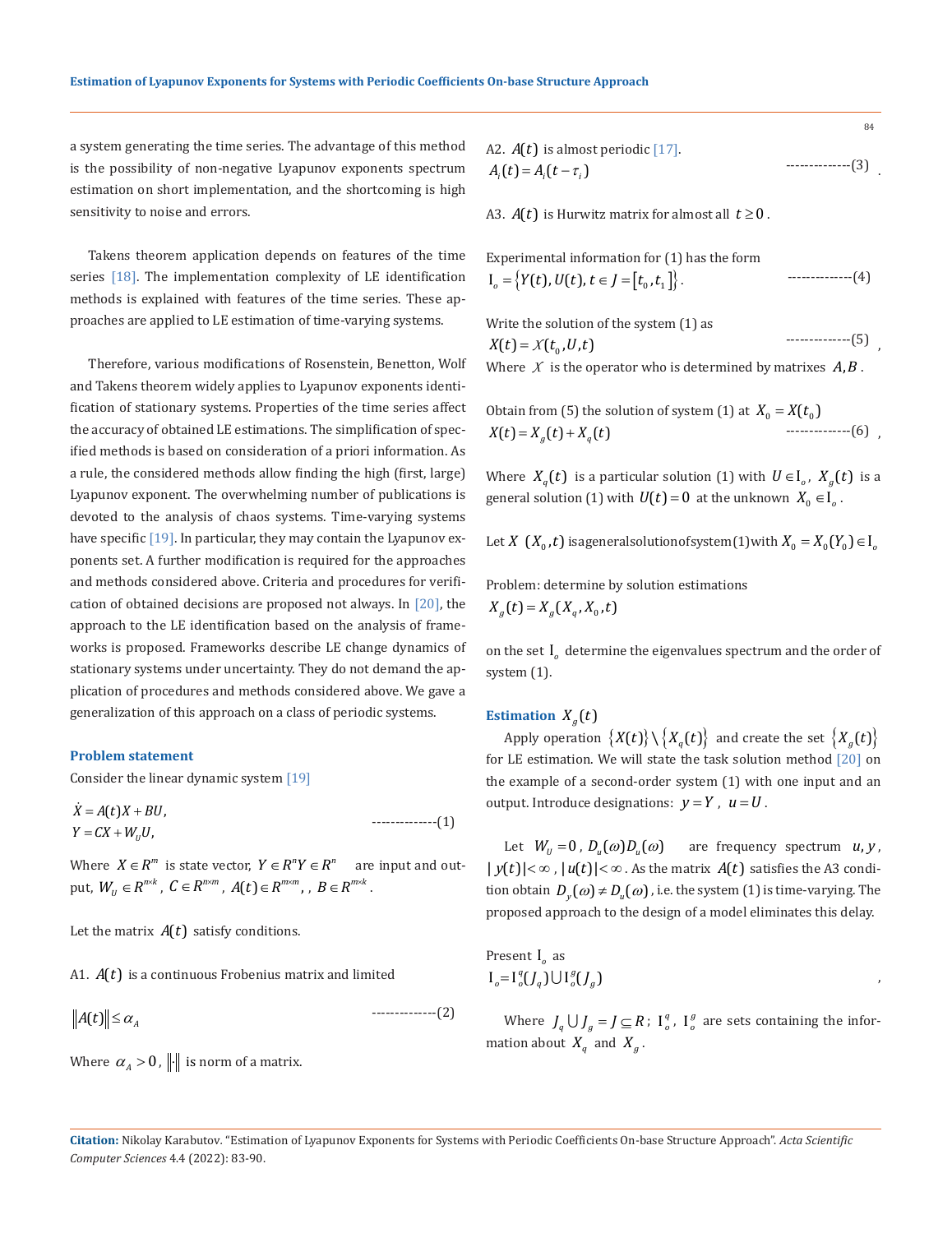a system generating the time series. The advantage of this method is the possibility of non-negative Lyapunov exponents spectrum estimation on short implementation, and the shortcoming is high sensitivity to noise and errors.

Takens theorem application depends on features of the time series [18]. The implementation complexity of LE identification methods is explained with features of the time series. These approaches are applied to LE estimation of time-varying systems.

Therefore, various modifications of Rosenstein, Benetton, Wolf and Takens theorem widely applies to Lyapunov exponents identification of stationary systems. Properties of the time series affect the accuracy of obtained LE estimations. The simplification of specified methods is based on consideration of a priori information. As a rule, the considered methods allow finding the high (first, large) Lyapunov exponent. The overwhelming number of publications is devoted to the analysis of chaos systems. Time-varying systems have specific [19]. In particular, they may contain the Lyapunov exponents set. A further modification is required for the approaches and methods considered above. Criteria and procedures for verification of obtained decisions are proposed not always. In [20], the approach to the LE identification based on the analysis of frameworks is proposed. Frameworks describe LE change dynamics of stationary systems under uncertainty. They do not demand the application of procedures and methods considered above. We gave a generalization of this approach on a class of periodic systems.

### Problem statement

Consider the linear dynamic system [19]

$$\begin{aligned}\dot{X} &= A(t)X + BU,\\ Y &= CX + W_U U,\end{aligned} \qquad \text{-------------(1)}$$

Where $X \in R^m$ is state vector, $Y \in R^n Y \in R^n$ are input and output, $W_U \in R^{n \times k}$, $C \in R^{n \times m}$, $A(t) \in R^{m \times m}$, , $B \in R^{m \times k}$.

Let the matrix $A(t)$ satisfy conditions.

A1. $A(t)$ is a continuous Frobenius matrix and limited

$$\|A(t)\| \le \alpha_A \qquad \text{-------------(2)}$$

Where $\alpha_A > 0$, $\|\cdot\|$ is norm of a matrix.

A2. $A(t)$ is almost periodic [17].

$$A_i(t) = A_i(t - \tau_i) \qquad \text{-------------(3)}$$

A3. $A(t)$ is Hurwitz matrix for almost all $t \ge 0$.

Experimental information for (1) has the form

$$\mathrm{I}_o = \{Y(t), U(t), t \in J = [t_0, t_1]\}. \qquad \text{-------------(4)}$$

Write the solution of the system (1) as

$$X(t) = \mathcal{X}(t_0, U, t) \qquad \text{-------------(5)},$$

Where $\mathcal{X}$ is the operator who is determined by matrixes $A, B$.

Obtain from (5) the solution of system (1) at $X_0 = X(t_0)$

$$X(t) = X_g(t) + X_q(t) \qquad \text{-------------(6)},$$

Where $X_q(t)$ is a particular solution (1) with $U \in \mathrm{I}_o$, $X_g(t)$ is a general solution (1) with $U(t) = 0$ at the unknown $X_0 \in \mathrm{I}_o$.

Let $X\ (X_0, t)$ is a general solution of system (1) with $X_0 = X_0(Y_0) \in \mathrm{I}_o$

Problem: determine by solution estimations

$$X_g(t) = X_g(X_q, X_0, t)$$

on the set $\mathrm{I}_o$ determine the eigenvalues spectrum and the order of system (1).

### Estimation $X_g(t)$

Apply operation $\{X(t)\} \setminus \{X_q(t)\}$ and create the set $\{X_g(t)\}$ for LE estimation. We will state the task solution method [20] on the example of a second-order system (1) with one input and an output. Introduce designations: $y = Y$, $u = U$.

Let $W_U = 0$, $D_u(\omega) D_u(\omega)$ are frequency spectrum $u, y$, $|y(t)| < \infty$, $|u(t)| < \infty$. As the matrix $A(t)$ satisfies the A3 condition obtain $D_y(\omega) \ne D_u(\omega)$, i.e. the system (1) is time-varying. The proposed approach to the design of a model eliminates this delay.

Present $\mathrm{I}_o$ as

$$\mathrm{I}_o = \mathrm{I}_o^q(J_q) \cup \mathrm{I}_o^g(J_g),$$

Where $J_q \cup J_g = J \subseteq R$; $\mathrm{I}_o^q$, $\mathrm{I}_o^g$ are sets containing the information about $X_q$ and $X_g$.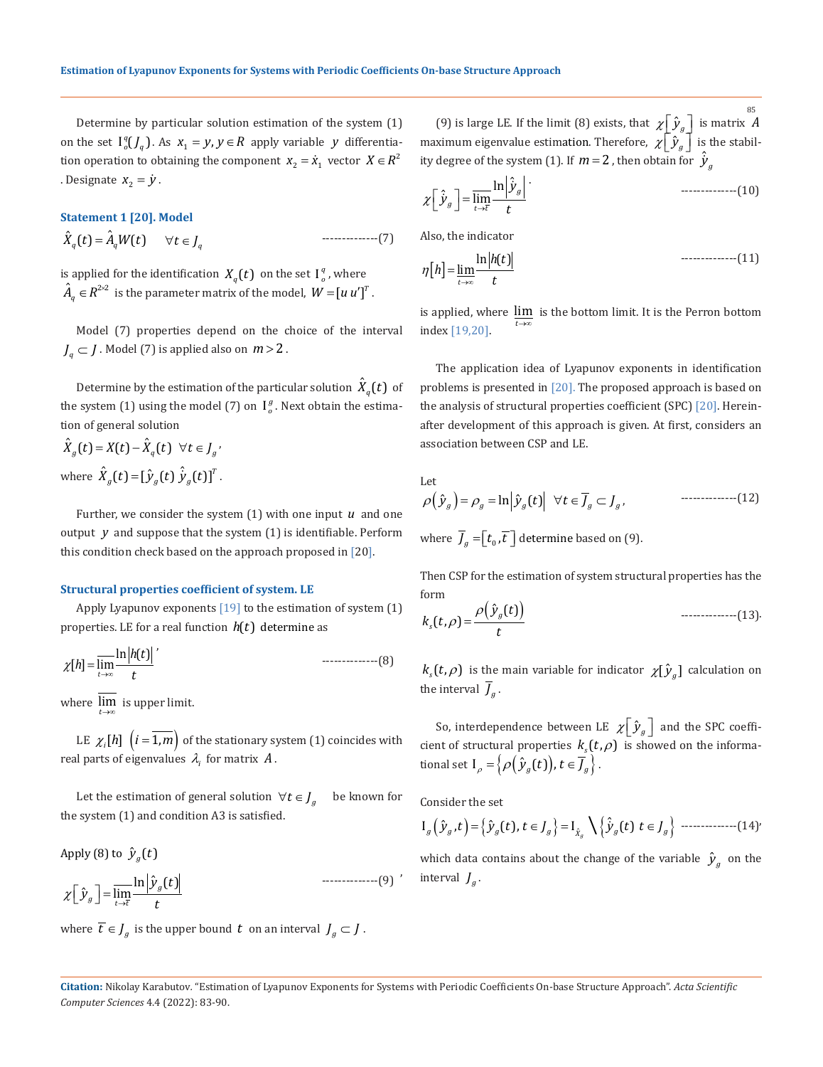Determine by particular solution estimation of the system (1) on the set $\mathrm{I}_o^q(J_q)$. As $x_1 = y, y \in R$ apply variable $y$ differentiation operation to obtaining the component $x_2 = \dot{x}_1$ vector $X \in R^2$. Designate $x_2 = \dot{y}$.

**Statement 1 [20]. Model**

$$\hat{X}_q(t) = \hat{A}_q W(t) \quad \forall t \in J_q \qquad \text{--------------(7)}$$

is applied for the identification $X_q(t)$ on the set $\mathrm{I}_o^q$, where $\hat{A}_q \in R^{2\times 2}$ is the parameter matrix of the model, $W = [u\, u']^T$.

Model (7) properties depend on the choice of the interval $J_q \subset J$. Model (7) is applied also on $m > 2$.

Determine by the estimation of the particular solution $\hat{X}_q(t)$ of the system (1) using the model (7) on $\mathrm{I}_o^g$. Next obtain the estimation of general solution

$$\hat{X}_g(t) = X(t) - \hat{X}_q(t) \ \ \forall t \in J_g,$$

where $\hat{X}_g(t) = [\hat{y}_g(t)\ \dot{\hat{y}}_g(t)]^T$.

Further, we consider the system (1) with one input $u$ and one output $y$ and suppose that the system (1) is identifiable. Perform this condition check based on the approach proposed in [20].

**Structural properties coefficient of system. LE**

Apply Lyapunov exponents [19] to the estimation of system (1) properties. LE for a real function $h(t)$ determine as

$$\chi[h] = \overline{\lim_{t\to\infty}} \frac{\ln|h(t)|}{t}, \qquad \text{--------------(8)}$$

where $\overline{\lim\limits_{t\to\infty}}$ is upper limit.

LE $\chi_i[h]$ $\left(i = \overline{1,m}\right)$ of the stationary system (1) coincides with real parts of eigenvalues $\lambda_i$ for matrix $A$.

Let the estimation of general solution $\forall t \in J_g$ be known for the system (1) and condition A3 is satisfied.

Apply (8) to $\hat{y}_g(t)$

$$\chi\left[\hat{y}_g\right] = \overline{\lim_{t\to\overline{t}}} \frac{\ln\left|\hat{y}_g(t)\right|}{t} \qquad \text{--------------(9)},$$

where $\overline{t} \in J_g$ is the upper bound $t$ on an interval $J_g \subset J$.

(9) is large LE. If the limit (8) exists, that $\chi\left[\hat{y}_g\right]$ is matrix $A$ maximum eigenvalue estimation. Therefore, $\chi\left[\hat{y}_g\right]$ is the stability degree of the system (1). If $m = 2$, then obtain for $\hat{y}_g$

$$\chi\left[\hat{y}_g\right] = \overline{\lim_{t\to\overline{t}}} \frac{\ln\left|\hat{y}_g\right|}{t}. \qquad \text{--------------(10)}$$

Also, the indicator

$$\eta[h] = \underline{\lim_{t\to\infty}} \frac{\ln|h(t)|}{t} \qquad \text{--------------(11)}$$

is applied, where $\underline{\lim\limits_{t\to\infty}}$ is the bottom limit. It is the Perron bottom index [19,20].

The application idea of Lyapunov exponents in identification problems is presented in [20]. The proposed approach is based on the analysis of structural properties coefficient (SPC) [20]. Hereinafter development of this approach is given. At first, considers an association between CSP and LE.

Let

$$\rho\left(\hat{y}_g\right) = \rho_g = \ln\left|\hat{y}_g(t)\right| \ \ \forall t \in \overline{J}_g \subset J_g, \qquad \text{--------------(12)}$$

where $\overline{J}_g = \left[t_0, \overline{t}\right]$ determine based on (9).

Then CSP for the estimation of system structural properties has the form

$$k_s(t,\rho) = \frac{\rho\left(\hat{y}_g(t)\right)}{t} \qquad \text{--------------(13).}$$

$k_s(t,\rho)$ is the main variable for indicator $\chi[\hat{y}_g]$ calculation on the interval $\overline{J}_g$.

So, interdependence between LE $\chi\left[\hat{y}_g\right]$ and the SPC coefficient of structural properties $k_s(t,\rho)$ is showed on the informational set $\mathrm{I}_\rho = \left\{\rho\left(\hat{y}_g(t)\right), t \in \overline{J}_g\right\}$.

Consider the set

$$\mathrm{I}_g\left(\hat{y}_g, t\right) = \left\{\hat{y}_g(t), t \in J_g\right\} = \mathrm{I}_{\hat{X}_g} \setminus \left\{\dot{\hat{y}}_g(t)\ t \in J_g\right\} \qquad \text{--------------(14)},$$

which data contains about the change of the variable $\hat{y}_g$ on the interval $J_g$.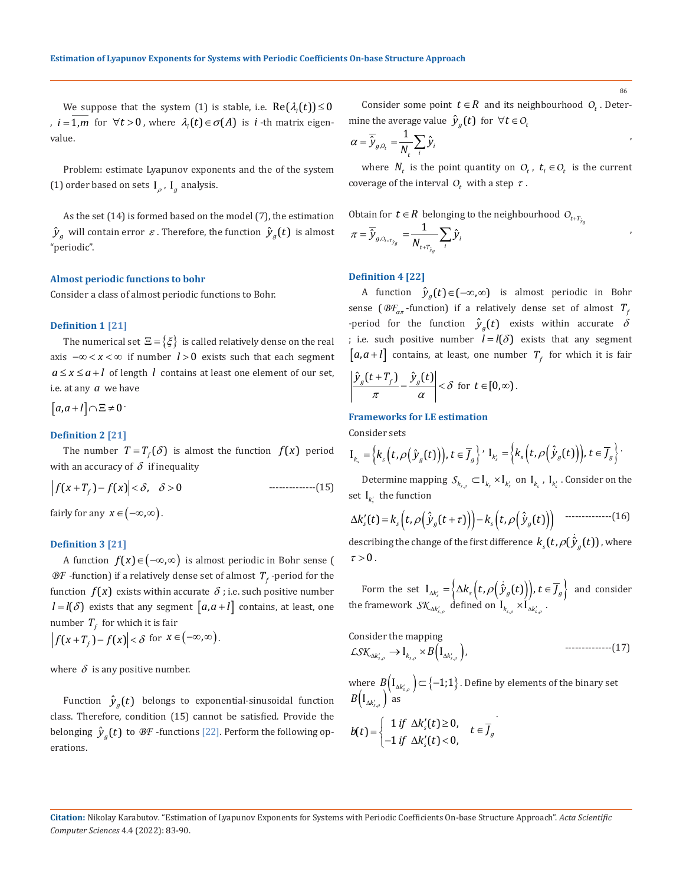We suppose that the system (1) is stable, i.e. $\mathrm{Re}(\lambda_i(t)) \leq 0$, $i = \overline{1,m}$ for $\forall t > 0$, where $\lambda_i(t) \in \sigma(A)$ is $i$-th matrix eigenvalue.

Problem: estimate Lyapunov exponents and the of the system (1) order based on sets $\mathrm{I}_\rho$, $\mathrm{I}_g$ analysis.

As the set (14) is formed based on the model (7), the estimation $\hat{y}_g$ will contain error $\varepsilon$. Therefore, the function $\hat{y}_g(t)$ is almost "periodic".

### Almost periodic functions to bohr

Consider a class of almost periodic functions to Bohr.

#### Definition 1 [21]

The numerical set $\Xi = \{\xi\}$ is called relatively dense on the real axis $-\infty < x < \infty$ if number $l > 0$ exists such that each segment $a \leq x \leq a + l$ of length $l$ contains at least one element of our set, i.e. at any $a$ we have

$[a, a+l] \cap \Xi \neq 0$.

#### Definition 2 [21]

The number $T = T_f(\delta)$ is almost the function $f(x)$ period with an accuracy of $\delta$ if inequality

$$\left| f(x + T_f) - f(x) \right| < \delta, \quad \delta > 0 \qquad \text{--------------(15)}$$

fairly for any $x \in (-\infty, \infty)$.

#### Definition 3 [21]

A function $f(x) \in (-\infty, \infty)$ is almost periodic in Bohr sense ($\mathcal{BF}$-function) if a relatively dense set of almost $T_f$-period for the function $f(x)$ exists within accurate $\delta$; i.e. such positive number $l = l(\delta)$ exists that any segment $[a, a+l]$ contains, at least, one number $T_f$ for which it is fair

$\left| f(x + T_f) - f(x) \right| < \delta$ for $x \in (-\infty, \infty)$.

where $\delta$ is any positive number.

Function $\hat{y}_g(t)$ belongs to exponential-sinusoidal function class. Therefore, condition (15) cannot be satisfied. Provide the belonging $\hat{y}_g(t)$ to $\mathcal{BF}$-functions [22]. Perform the following operations.

Consider some point $t \in R$ and its neighbourhood $O_t$. Determine the average value $\hat{y}_g(t)$ for $\forall t \in O_t$

$$\alpha = \overline{\overline{\hat{y}}}_{g, O_t} = \frac{1}{N_t} \sum_i \hat{y}_i ,$$

where $N_t$ is the point quantity on $O_t$, $t_i \in O_t$ is the current coverage of the interval $O_t$ with a step $\tau$.

Obtain for $t \in R$ belonging to the neighbourhood $O_{t+T_{\hat{y}_g}}$

$$\pi = \overline{\overline{\hat{y}}}_{g, O_{t+T_{\hat{y}_g}}} = \frac{1}{N_{t+T_{\hat{y}_g}}} \sum_i \hat{y}_i ,$$

#### Definition 4 [22]

A function $\hat{y}_g(t) \in (-\infty, \infty)$ is almost periodic in Bohr sense ($\mathcal{BF}_{\alpha\pi}$-function) if a relatively dense set of almost $T_f$-period for the function $\hat{y}_g(t)$ exists within accurate $\delta$; i.e. such positive number $l = l(\delta)$ exists that any segment $[a, a+l]$ contains, at least, one number $T_f$ for which it is fair

$$\left| \frac{\hat{y}_g(t + T_f)}{\pi} - \frac{\hat{y}_g(t)}{\alpha} \right| < \delta \text{ for } t \in [0, \infty).$$

### Frameworks for LE estimation

Consider sets

$$\mathrm{I}_{k_s} = \left\{ k_s\left(t, \rho\left(\hat{y}_g(t)\right)\right), t \in \overline{J}_g \right\}, \ \mathrm{I}_{k_s'} = \left\{ k_s\left(t, \rho\left(\hat{y}_g(t)\right)\right), t \in \overline{J}_g \right\}.$$

Determine mapping $\mathcal{S}_{k_{s,\rho}} \subset \mathrm{I}_{k_s} \times \mathrm{I}_{k_s'}$ on $\mathrm{I}_{k_s}$, $\mathrm{I}_{k_s'}$. Consider on the set $\mathrm{I}_{k_s'}$ the function

$$\Delta k_s'(t) = k_s\left(t, \rho\left(\hat{y}_g(t+\tau)\right)\right) - k_s\left(t, \rho\left(\hat{y}_g(t)\right)\right) \qquad \text{--------------(16)}$$

describing the change of the first difference $k_s(t, \rho(\dot{\hat{y}}_g(t)))$, where $\tau > 0$.

Form the set $\mathrm{I}_{\Delta k_s'} = \left\{ \Delta k_s\left(t, \rho\left(\hat{y}_g(t)\right)\right), t \in \overline{J}_g \right\}$ and consider the framework $\mathcal{SK}_{\Delta k_{s,\rho}'}$ defined on $\mathrm{I}_{k_{s,\rho}} \times \mathrm{I}_{\Delta k_{s,\rho}'}$.

Consider the mapping

$$\mathcal{LSK}_{\Delta k_{s,\rho}'} \rightarrow \mathrm{I}_{k_{s,\rho}} \times B\left(\mathrm{I}_{\Delta k_{s,\rho}'}\right), \qquad \text{--------------(17)}$$

where $B\left(\mathrm{I}_{\Delta k_{s,\rho}'}\right) \subset \{-1; 1\}$. Define by elements of the binary set $B\left(\mathrm{I}_{\Delta k_{s,\rho}'}\right)$ as

$$b(t) = \begin{cases} 1 \text{ if } \Delta k_s'(t) \geq 0, \\ -1 \text{ if } \Delta k_s'(t) < 0, \end{cases} \quad t \in \overline{J}_g .$$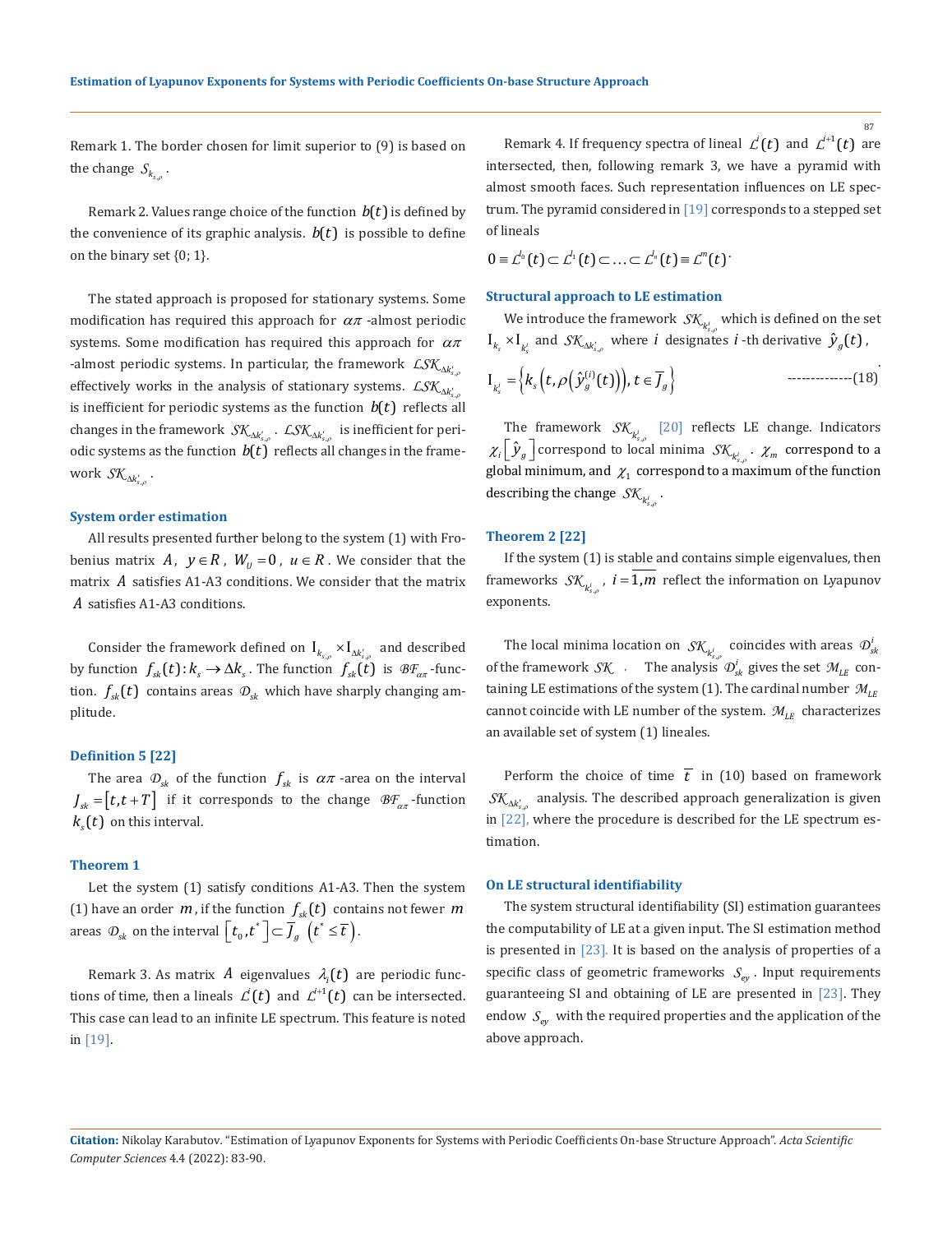Remark 1. The border chosen for limit superior to (9) is based on the change $S_{k_{s,\rho}}$.

Remark 2. Values range choice of the function $b(t)$ is defined by the convenience of its graphic analysis. $b(t)$ is possible to define on the binary set {0; 1}.

The stated approach is proposed for stationary systems. Some modification has required this approach for $\alpha\pi$ -almost periodic systems. Some modification has required this approach for $\alpha\pi$ -almost periodic systems. In particular, the framework $\mathcal{LSK}_{\Delta k'_{s,\rho}}$ effectively works in the analysis of stationary systems. $\mathcal{LSK}_{\Delta k'_{s,\rho}}$ is inefficient for periodic systems as the function $b(t)$ reflects all changes in the framework $\mathcal{SK}_{\Delta k'_{s,\rho}}$. $\mathcal{LSK}_{\Delta k'_{s,\rho}}$ is inefficient for periodic systems as the function $b(t)$ reflects all changes in the framework $\mathcal{SK}_{\Delta k'_{s,\rho}}$.

### System order estimation

All results presented further belong to the system (1) with Frobenius matrix $A$, $y \in R$, $W_U = 0$, $u \in R$. We consider that the matrix $A$ satisfies A1-A3 conditions. We consider that the matrix $A$ satisfies A1-A3 conditions.

Consider the framework defined on $\mathrm{I}_{k_{s,\rho}} \times \mathrm{I}_{\Delta k'_{s,\rho}}$ and described by function $f_{sk}(t): k_s \to \Delta k_s$. The function $f_{sk}(t)$ is $\mathcal{BF}_{\alpha\pi}$-function. $f_{sk}(t)$ contains areas $\mathcal{D}_{sk}$ which have sharply changing amplitude.

### Definition 5 [22]

The area $\mathcal{D}_{sk}$ of the function $f_{sk}$ is $\alpha\pi$ -area on the interval $J_{sk} = [t, t+T]$ if it corresponds to the change $\mathcal{BF}_{\alpha\pi}$-function $k_s(t)$ on this interval.

### Theorem 1

Let the system (1) satisfy conditions A1-A3. Then the system (1) have an order $m$, if the function $f_{sk}(t)$ contains not fewer $m$ areas $\mathcal{D}_{sk}$ on the interval $\left[t_0, t^*\right] \subset \overline{J}_g$ $\left(t^* \leq \overline{t}\right)$.

Remark 3. As matrix $A$ eigenvalues $\lambda_i(t)$ are periodic functions of time, then a lineals $\mathcal{L}^i(t)$ and $\mathcal{L}^{i+1}(t)$ can be intersected. This case can lead to an infinite LE spectrum. This feature is noted in [19].

Remark 4. If frequency spectra of lineal $\mathcal{L}^i(t)$ and $\mathcal{L}^{i+1}(t)$ are intersected, then, following remark 3, we have a pyramid with almost smooth faces. Such representation influences on LE spectrum. The pyramid considered in [19] corresponds to a stepped set of lineals

$$0 \equiv \mathcal{L}^{l_0}(t) \subset \mathcal{L}^{l_1}(t) \subset \ldots \subset \mathcal{L}^{l_n}(t) \equiv \mathcal{L}^m(t).$$

### Structural approach to LE estimation

We introduce the framework $\mathcal{SK}_{k^i_{s,\rho}}$ which is defined on the set $\mathrm{I}_{k_s} \times \mathrm{I}_{k^i_s}$ and $\mathcal{SK}_{\Delta k'_{s,\rho}}$ where $i$ designates $i$-th derivative $\hat{y}_g(t)$,

$$\mathrm{I}_{k^i_s} = \left\{ k_s\left(t, \rho\left(\hat{y}^{(i)}_g(t)\right)\right), t \in \overline{J}_g \right\} \qquad (18)$$

The framework $\mathcal{SK}_{k^i_{s,\rho}}$ [20] reflects LE change. Indicators $\chi_i\left[\hat{y}_g\right]$ correspond to local minima $\mathcal{SK}_{k^i_{s,\rho}}$. $\chi_m$ correspond to a global minimum, and $\chi_1$ correspond to a maximum of the function describing the change $\mathcal{SK}_{k^i_{s,\rho}}$.

### Theorem 2 [22]

If the system (1) is stable and contains simple eigenvalues, then frameworks $\mathcal{SK}_{k^i_{s,\rho}}$, $i = \overline{1,m}$ reflect the information on Lyapunov exponents.

The local minima location on $\mathcal{SK}_{k^i_{s,\rho}}$ coincides with areas $\mathcal{D}^i_{sk}$ of the framework $\mathcal{SK}$. The analysis $\mathcal{D}^i_{sk}$ gives the set $\mathcal{M}_{LE}$ containing LE estimations of the system (1). The cardinal number $\mathcal{M}_{LE}$ cannot coincide with LE number of the system. $\mathcal{M}_{LE}$ characterizes an available set of system (1) lineales.

Perform the choice of time $\overline{t}$ in (10) based on framework $\mathcal{SK}_{\Delta k'_{s,\rho}}$ analysis. The described approach generalization is given in [22], where the procedure is described for the LE spectrum estimation.

### On LE structural identifiability

The system structural identifiability (SI) estimation guarantees the computability of LE at a given input. The SI estimation method is presented in [23]. It is based on the analysis of properties of a specific class of geometric frameworks $S_{ey}$. Input requirements guaranteeing SI and obtaining of LE are presented in [23]. They endow $S_{ey}$ with the required properties and the application of the above approach.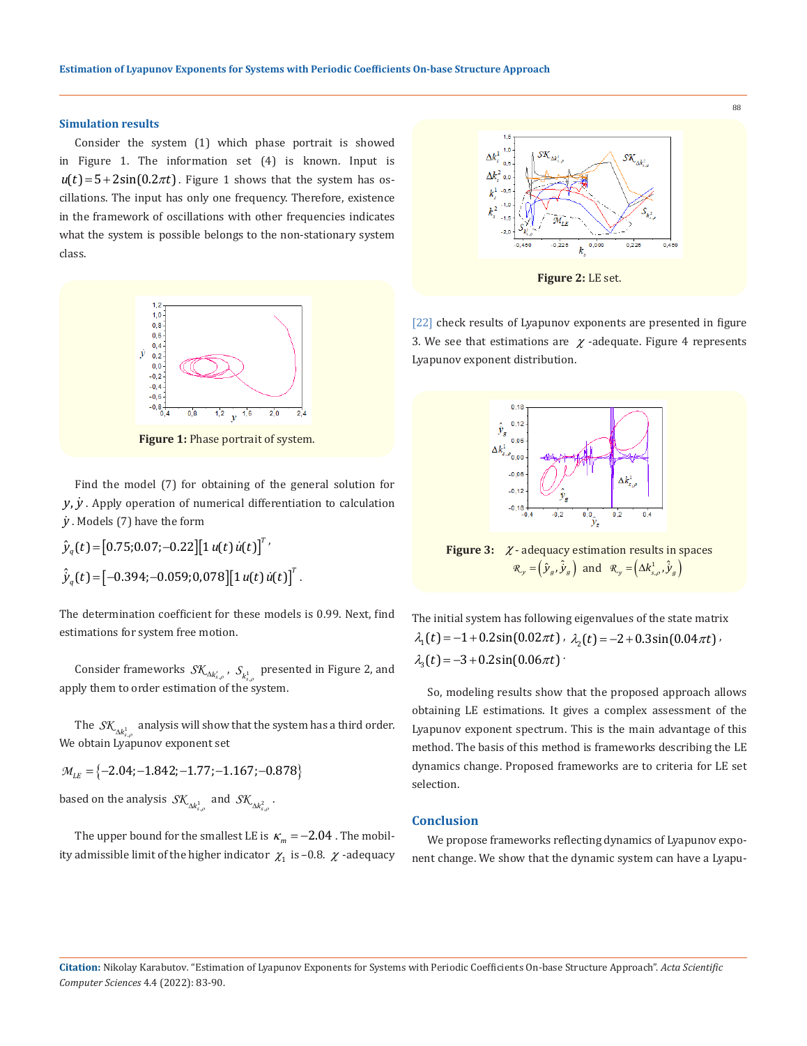## Simulation results

Consider the system (1) which phase portrait is showed in Figure 1. The information set (4) is known. Input is $u(t) = 5 + 2\sin(0.2\pi t)$. Figure 1 shows that the system has oscillations. The input has only one frequency. Therefore, existence in the framework of oscillations with other frequencies indicates what the system is possible belongs to the non-stationary system class.

**Figure 1:** Phase portrait of system.

Find the model (7) for obtaining of the general solution for $y, \dot{y}$. Apply operation of numerical differentiation to calculation $\dot{y}$. Models (7) have the form

$$\hat{y}_q(t) = [0.75; 0.07; -0.22]\left[1\; u(t)\; \dot{u}(t)\right]^T,$$

$$\hat{\dot{y}}_q(t) = [-0.394; -0.059; 0{,}078]\left[1\; u(t)\; \dot{u}(t)\right]^T.$$

The determination coefficient for these models is 0.99. Next, find estimations for system free motion.

Consider frameworks $\mathcal{SK}_{\Delta k^i_{s,\rho}}$, $S_{k^1_{s,\rho}}$ presented in Figure 2, and apply them to order estimation of the system.

The $\mathcal{SK}_{\Delta k^1_{s,\rho}}$ analysis will show that the system has a third order. We obtain Lyapunov exponent set

$$\mathcal{M}_{LE} = \{-2.04; -1.842; -1.77; -1.167; -0.878\}$$

based on the analysis $\mathcal{SK}_{\Delta k^1_{s,\rho}}$ and $\mathcal{SK}_{\Delta k^2_{s,\rho}}$.

The upper bound for the smallest LE is $\kappa_m = -2.04$. The mobility admissible limit of the higher indicator $\chi_1$ is $-0.8$. $\chi$-adequacy [22] check results of Lyapunov exponents are presented in figure 3. We see that estimations are $\chi$-adequate. Figure 4 represents Lyapunov exponent distribution.

**Figure 2:** LE set.

**Figure 3:** $\chi$- adequacy estimation results in spaces $\mathcal{R}_y = \left(\hat{y}_g, \hat{\dot{y}}_g\right)$ and $\mathcal{R}_y = \left(\Delta k^1_{s,\rho}, \hat{\dot{y}}_g\right)$

The initial system has following eigenvalues of the state matrix $\lambda_1(t) = -1 + 0.2\sin(0.02\pi t)$, $\lambda_2(t) = -2 + 0.3\sin(0.04\pi t)$, $\lambda_3(t) = -3 + 0.2\sin(0.06\pi t)$.

So, modeling results show that the proposed approach allows obtaining LE estimations. It gives a complex assessment of the Lyapunov exponent spectrum. This is the main advantage of this method. The basis of this method is frameworks describing the LE dynamics change. Proposed frameworks are to criteria for LE set selection.

## Conclusion

We propose frameworks reflecting dynamics of Lyapunov exponent change. We show that the dynamic system can have a Lyapu-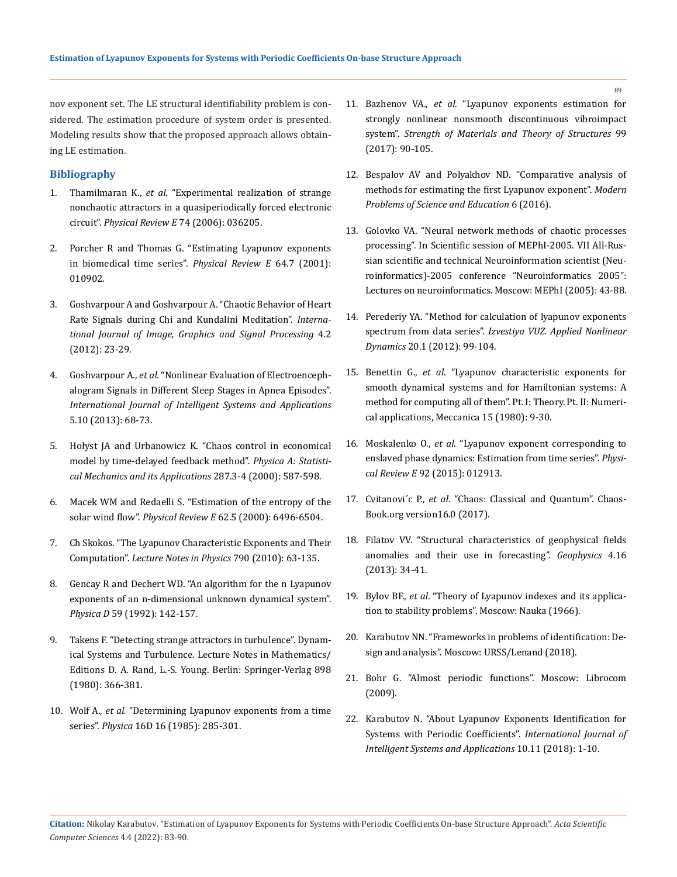nov exponent set. The LE structural identifiability problem is considered. The estimation procedure of system order is presented. Modeling results show that the proposed approach allows obtaining LE estimation.

## Bibliography

1. Thamilmaran K., *et al.* "Experimental realization of strange nonchaotic attractors in a quasiperiodically forced electronic circuit". *Physical Review E* 74 (2006): 036205.
2. Porcher R and Thomas G. "Estimating Lyapunov exponents in biomedical time series". *Physical Review E* 64.7 (2001): 010902.
3. Goshvarpour A and Goshvarpour A. "Chaotic Behavior of Heart Rate Signals during Chi and Kundalini Meditation". *International Journal of Image, Graphics and Signal Processing* 4.2 (2012): 23-29.
4. Goshvarpour A., *et al.* "Nonlinear Evaluation of Electroencephalogram Signals in Different Sleep Stages in Apnea Episodes". *International Journal of Intelligent Systems and Applications* 5.10 (2013): 68-73.
5. Hołyst JA and Urbanowicz K. "Chaos control in economical model by time-delayed feedback method". *Physica A: Statistical Mechanics and its Applications* 287.3-4 (2000): 587-598.
6. Macek WM and Redaelli S. "Estimation of the entropy of the solar wind flow". *Physical Review E* 62.5 (2000): 6496-6504.
7. Ch Skokos. "The Lyapunov Characteristic Exponents and Their Computation". *Lecture Notes in Physics* 790 (2010): 63-135.
8. Gencay R and Dechert WD. "An algorithm for the n Lyapunov exponents of an n-dimensional unknown dynamical system". *Physica D* 59 (1992): 142-157.
9. Takens F. "Detecting strange attractors in turbulence". Dynamical Systems and Turbulence. Lecture Notes in Mathematics/ Editions D. A. Rand, L.-S. Young. Berlin: Springer-Verlag 898 (1980): 366-381.
10. Wolf A., *et al.* "Determining Lyapunov exponents from a time series". *Physica* 16D 16 (1985): 285-301.
11. Bazhenov VA., *et al.* "Lyapunov exponents estimation for strongly nonlinear nonsmooth discontinuous vibroimpact system". *Strength of Materials and Theory of Structures* 99 (2017): 90-105.
12. Bespalov AV and Polyakhov ND. "Comparative analysis of methods for estimating the first Lyapunov exponent". *Modern Problems of Science and Education* 6 (2016).
13. Golovko VA. "Neural network methods of chaotic processes processing". In Scientific session of MEPhI-2005. VII All-Russian scientific and technical Neuroinformation scientist (Neuroinformatics)-2005 conference "Neuroinformatics 2005": Lectures on neuroinformatics. Moscow: MEPhI (2005): 43-88.
14. Perederiy YA. "Method for calculation of lyapunov exponents spectrum from data series". *Izvestiya VUZ. Applied Nonlinear Dynamics* 20.1 (2012): 99-104.
15. Benettin G., *et al*. "Lyapunov characteristic exponents for smooth dynamical systems and for Hamiltonian systems: A method for computing all of them". Pt. I: Theory. Pt. II: Numerical applications, Meccanica 15 (1980): 9-30.
16. Moskalenko O., *et al*. "Lyapunov exponent corresponding to enslaved phase dynamics: Estimation from time series". *Physical Review E* 92 (2015): 012913.
17. Cvitanovi´c P., *et al*. "Chaos: Classical and Quantum". ChaosBook.org version16.0 (2017).
18. Filatov VV. "Structural characteristics of geophysical fields anomalies and their use in forecasting". *Geophysics* 4.16 (2013): 34-41.
19. Bylov BF., *et al*. "Theory of Lyapunov indexes and its application to stability problems". Moscow: Nauka (1966).
20. Karabutov NN. "Frameworks in problems of identification: Design and analysis". Moscow: URSS/Lenand (2018).
21. Bohr G. "Almost periodic functions". Moscow: Librocom (2009).
22. Karabutov N. "About Lyapunov Exponents Identification for Systems with Periodic Coefficients". *International Journal of Intelligent Systems and Applications* 10.11 (2018): 1-10.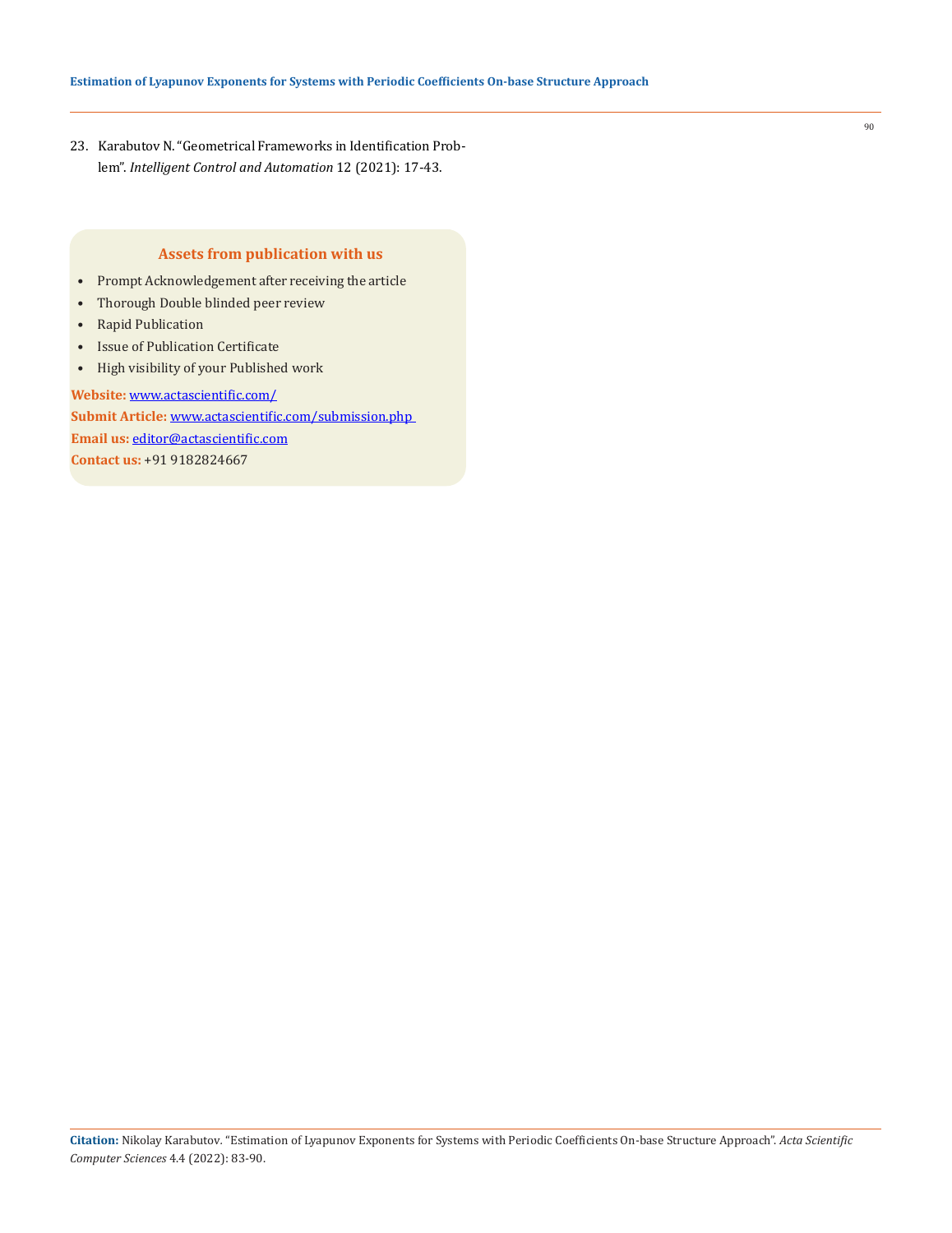23. Karabutov N. “Geometrical Frameworks in Identification Problem”. *Intelligent Control and Automation* 12 (2021): 17-43.

**Assets from publication with us**

- Prompt Acknowledgement after receiving the article
- Thorough Double blinded peer review
- Rapid Publication
- Issue of Publication Certificate
- High visibility of your Published work

**Website:** www.actascientific.com/

**Submit Article:** www.actascientific.com/submission.php

**Email us:** editor@actascientific.com

**Contact us:** +91 9182824667

**Citation:** Nikolay Karabutov. “Estimation of Lyapunov Exponents for Systems with Periodic Coefficients On-base Structure Approach”. *Acta Scientific Computer Sciences* 4.4 (2022): 83-90.